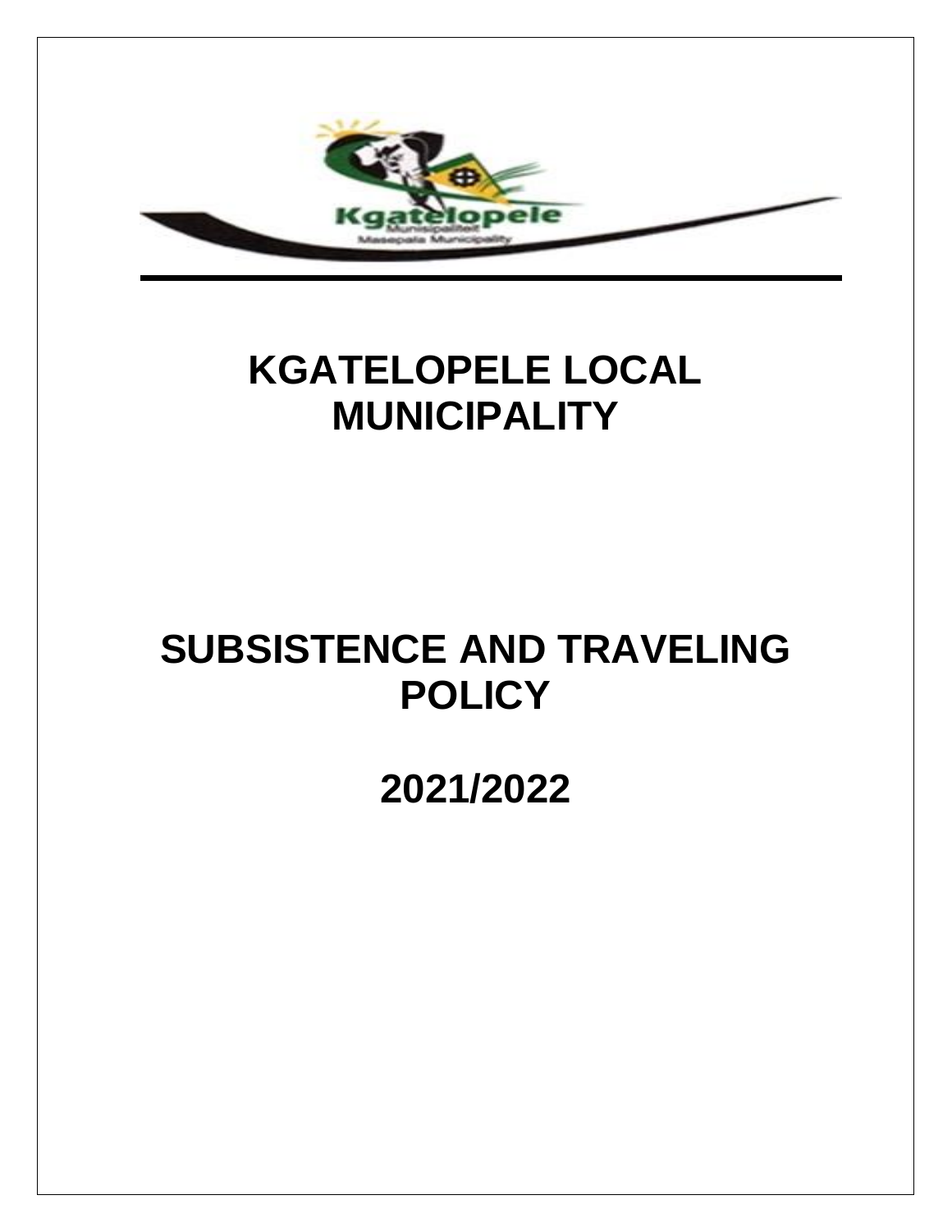# KGATELOPELE LOCAL MUNICIPALITY

# SUBSISTENCE AND TRAVELING POLICY

# 2021/2022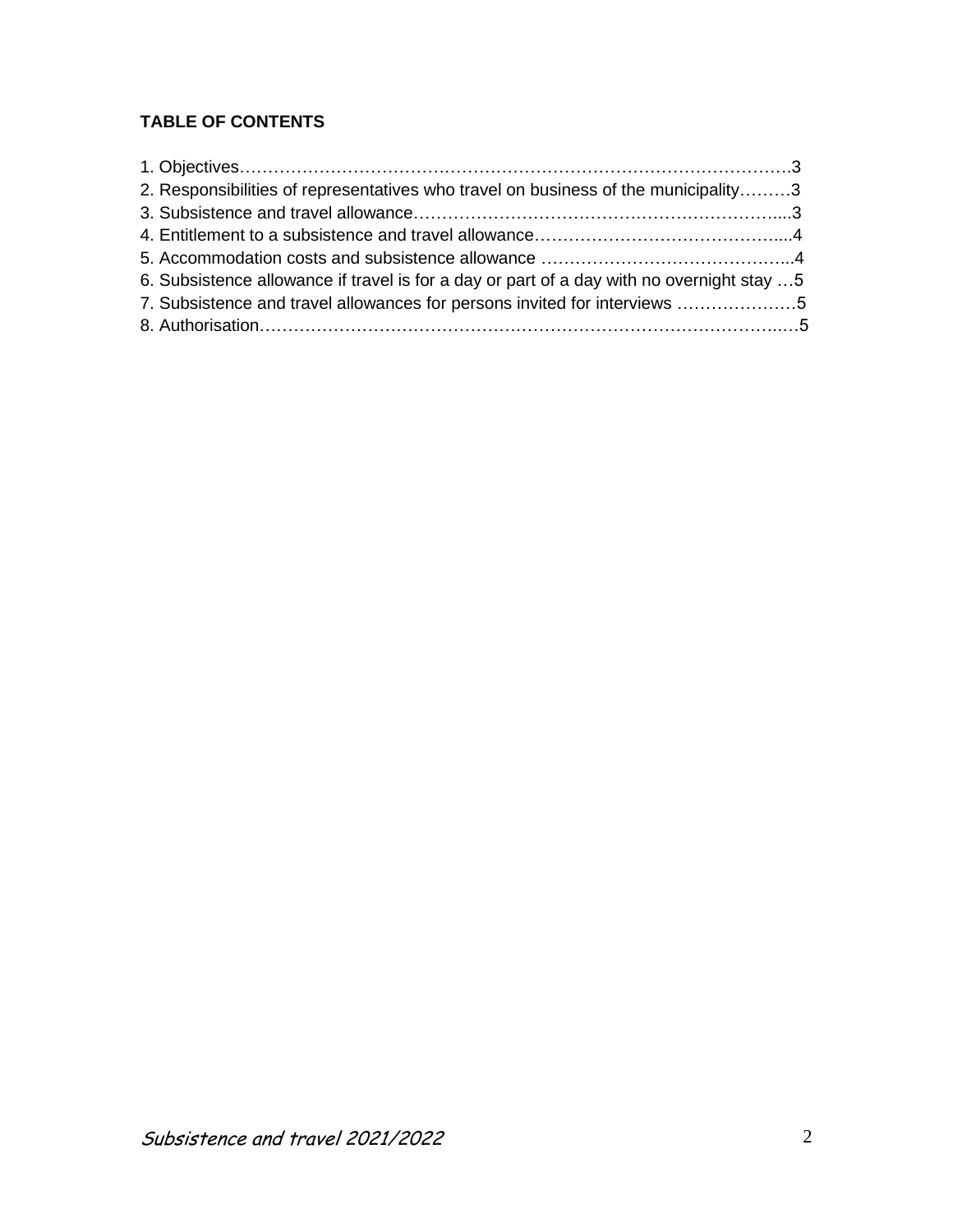**TABLE OF CONTENTS**

1. Objectives……………………………………………………………………………………….3
2. Responsibilities of representatives who travel on business of the municipality………3
3. Subsistence and travel allowance……………………………………………………….....3
4. Entitlement to a subsistence and travel allowance……………………………………....4
5. Accommodation costs and subsistence allowance ……………………………………...4
6. Subsistence allowance if travel is for a day or part of a day with no overnight stay …5
7. Subsistence and travel allowances for persons invited for interviews …………………5
8. Authorisation……………………………………………………………………………..…5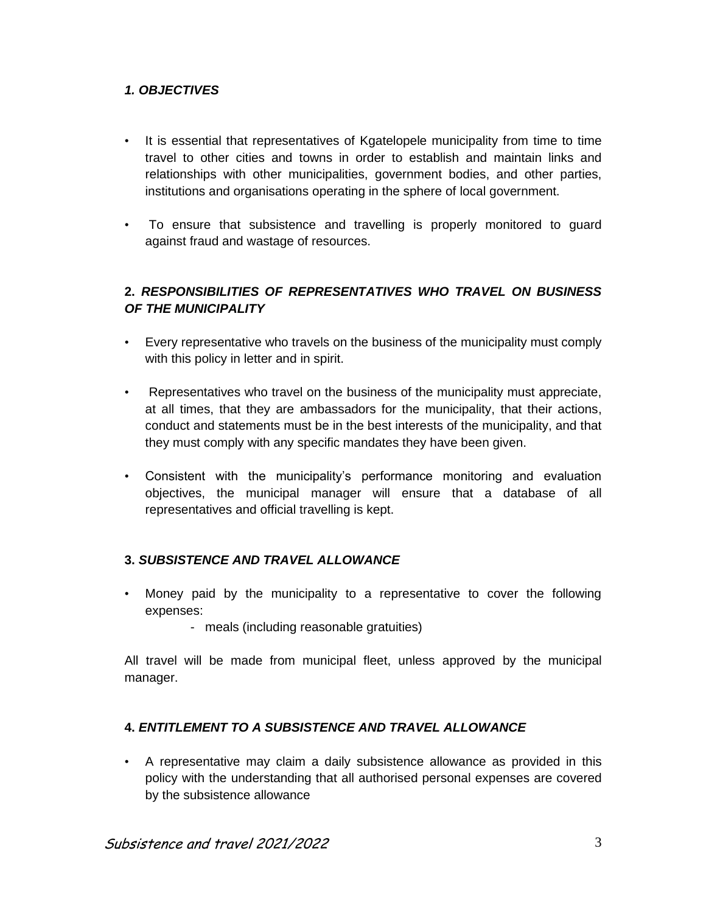## *1. OBJECTIVES*

- It is essential that representatives of Kgatelopele municipality from time to time travel to other cities and towns in order to establish and maintain links and relationships with other municipalities, government bodies, and other parties, institutions and organisations operating in the sphere of local government.
- To ensure that subsistence and travelling is properly monitored to guard against fraud and wastage of resources.

## 2. *RESPONSIBILITIES OF REPRESENTATIVES WHO TRAVEL ON BUSINESS OF THE MUNICIPALITY*

- Every representative who travels on the business of the municipality must comply with this policy in letter and in spirit.
- Representatives who travel on the business of the municipality must appreciate, at all times, that they are ambassadors for the municipality, that their actions, conduct and statements must be in the best interests of the municipality, and that they must comply with any specific mandates they have been given.
- Consistent with the municipality's performance monitoring and evaluation objectives, the municipal manager will ensure that a database of all representatives and official travelling is kept.

## 3. *SUBSISTENCE AND TRAVEL ALLOWANCE*

- Money paid by the municipality to a representative to cover the following expenses:
    - meals (including reasonable gratuities)

All travel will be made from municipal fleet, unless approved by the municipal manager.

## 4. *ENTITLEMENT TO A SUBSISTENCE AND TRAVEL ALLOWANCE*

- A representative may claim a daily subsistence allowance as provided in this policy with the understanding that all authorised personal expenses are covered by the subsistence allowance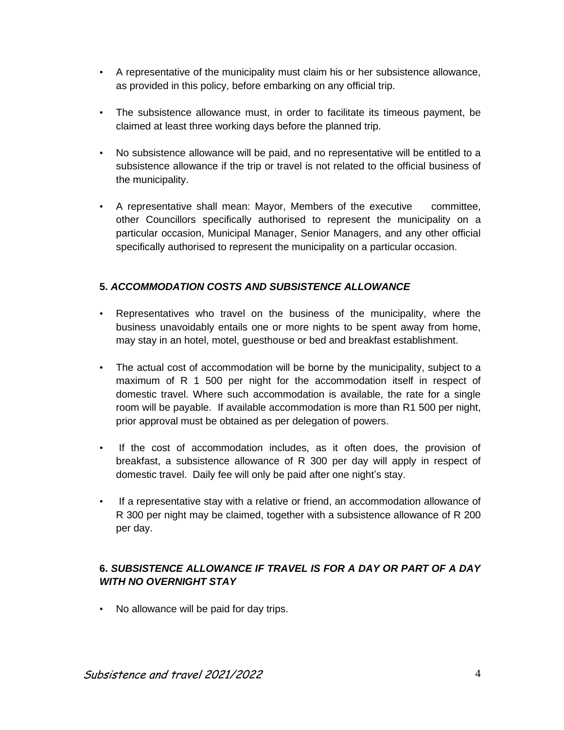- A representative of the municipality must claim his or her subsistence allowance, as provided in this policy, before embarking on any official trip.
- The subsistence allowance must, in order to facilitate its timeous payment, be claimed at least three working days before the planned trip.
- No subsistence allowance will be paid, and no representative will be entitled to a subsistence allowance if the trip or travel is not related to the official business of the municipality.
- A representative shall mean: Mayor, Members of the executive committee, other Councillors specifically authorised to represent the municipality on a particular occasion, Municipal Manager, Senior Managers, and any other official specifically authorised to represent the municipality on a particular occasion.

## 5. *ACCOMMODATION COSTS AND SUBSISTENCE ALLOWANCE*

- Representatives who travel on the business of the municipality, where the business unavoidably entails one or more nights to be spent away from home, may stay in an hotel, motel, guesthouse or bed and breakfast establishment.
- The actual cost of accommodation will be borne by the municipality, subject to a maximum of R 1 500 per night for the accommodation itself in respect of domestic travel. Where such accommodation is available, the rate for a single room will be payable. If available accommodation is more than R1 500 per night, prior approval must be obtained as per delegation of powers.
- If the cost of accommodation includes, as it often does, the provision of breakfast, a subsistence allowance of R 300 per day will apply in respect of domestic travel. Daily fee will only be paid after one night's stay.
- If a representative stay with a relative or friend, an accommodation allowance of R 300 per night may be claimed, together with a subsistence allowance of R 200 per day.

## 6. *SUBSISTENCE ALLOWANCE IF TRAVEL IS FOR A DAY OR PART OF A DAY WITH NO OVERNIGHT STAY*

- No allowance will be paid for day trips.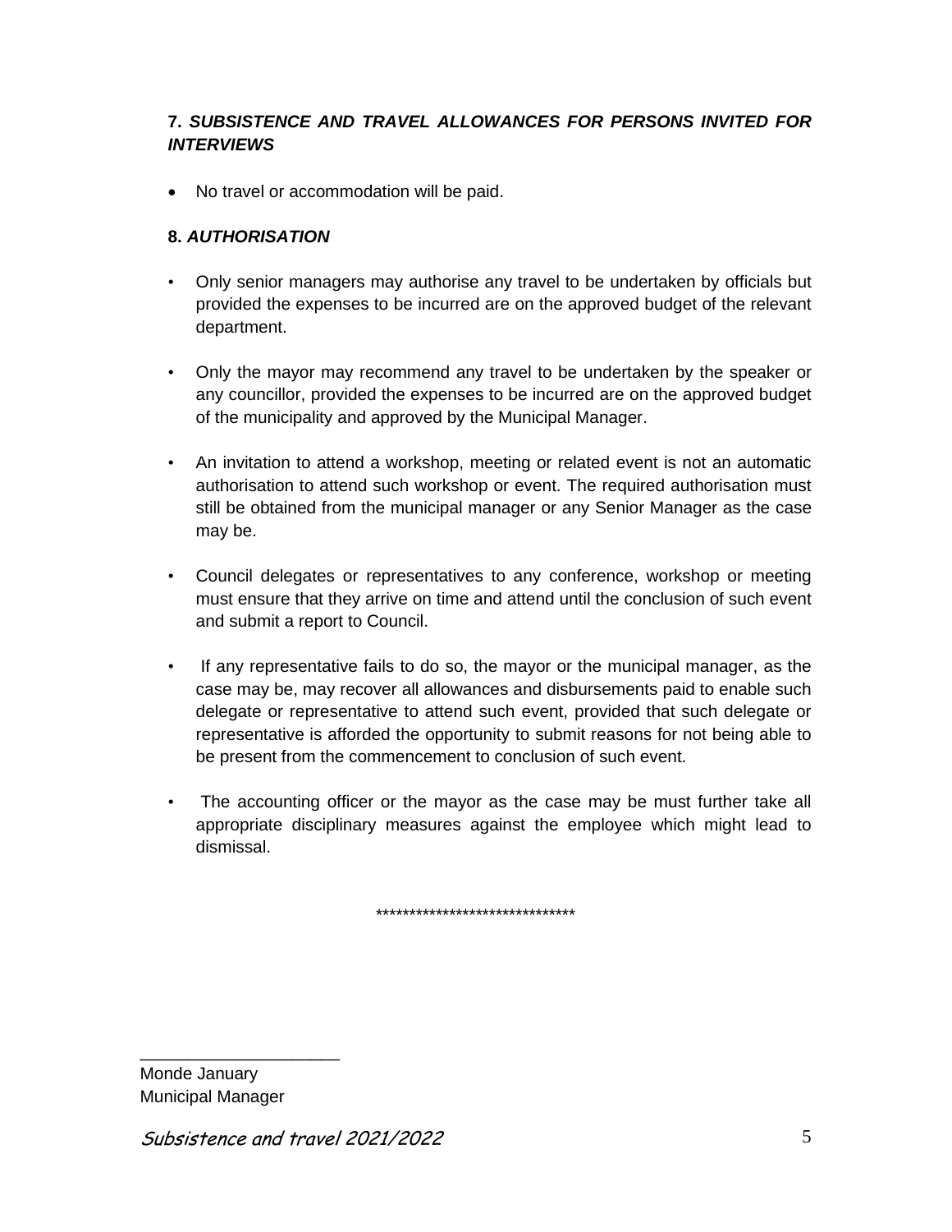### 7. *SUBSISTENCE AND TRAVEL ALLOWANCES FOR PERSONS INVITED FOR INTERVIEWS*

- No travel or accommodation will be paid.

### 8. *AUTHORISATION*

- Only senior managers may authorise any travel to be undertaken by officials but provided the expenses to be incurred are on the approved budget of the relevant department.

- Only the mayor may recommend any travel to be undertaken by the speaker or any councillor, provided the expenses to be incurred are on the approved budget of the municipality and approved by the Municipal Manager.

- An invitation to attend a workshop, meeting or related event is not an automatic authorisation to attend such workshop or event. The required authorisation must still be obtained from the municipal manager or any Senior Manager as the case may be.

- Council delegates or representatives to any conference, workshop or meeting must ensure that they arrive on time and attend until the conclusion of such event and submit a report to Council.

- If any representative fails to do so, the mayor or the municipal manager, as the case may be, may recover all allowances and disbursements paid to enable such delegate or representative to attend such event, provided that such delegate or representative is afforded the opportunity to submit reasons for not being able to be present from the commencement to conclusion of such event.

- The accounting officer or the mayor as the case may be must further take all appropriate disciplinary measures against the employee which might lead to dismissal.

******************************

\_\_\_\_\_\_\_\_\_\_\_\_\_\_\_\_\_\_\_\_

Monde January
Municipal Manager